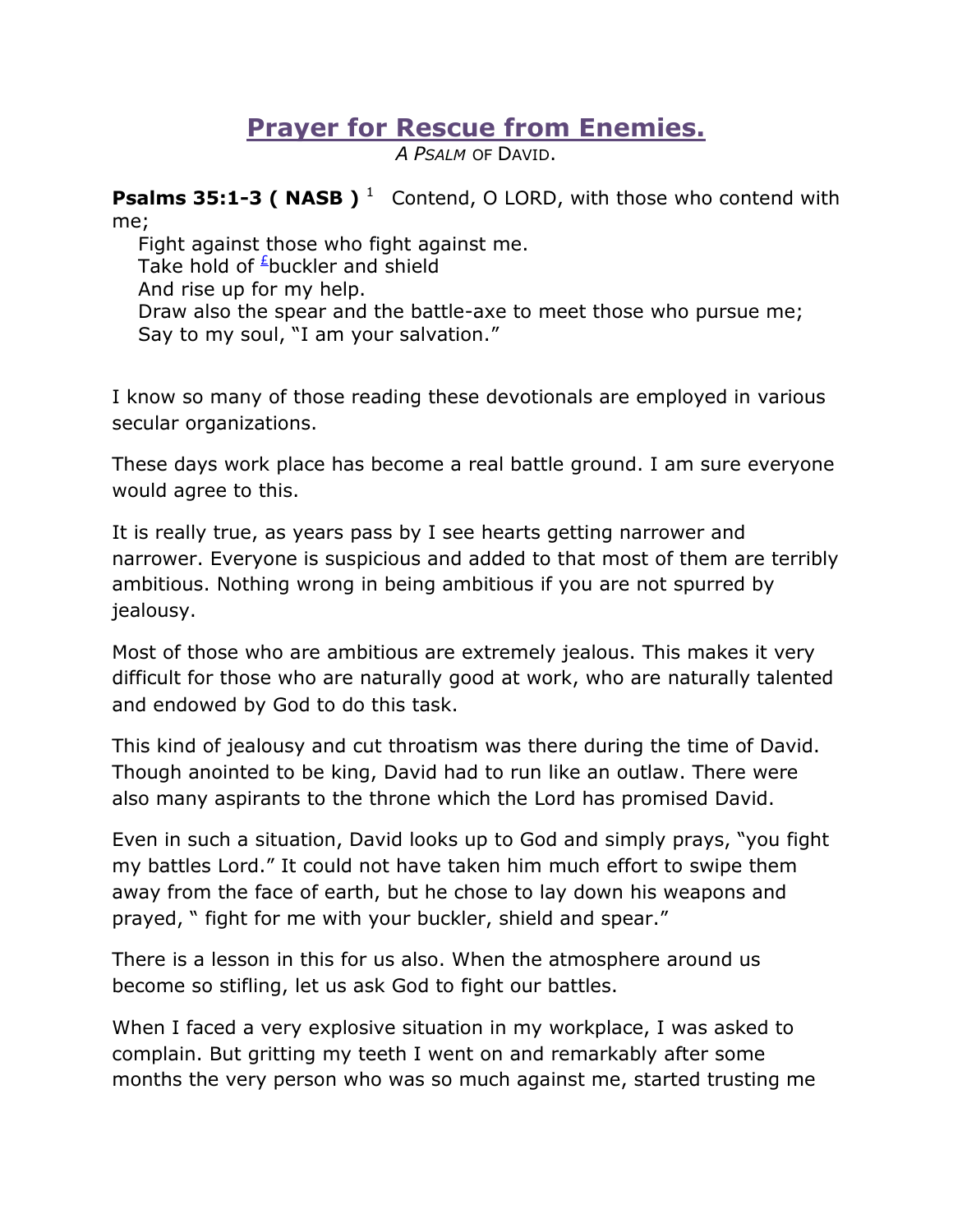# Prayer for Rescue from Enemies.

*A Psalm* of David.

**Psalms 35:1-3 ( NASB )** [1] Contend, O LORD, with those who contend with me;
Fight against those who fight against me.
Take hold of [£]buckler and shield
And rise up for my help.
Draw also the spear and the battle-axe to meet those who pursue me;
Say to my soul, "I am your salvation."

I know so many of those reading these devotionals are employed in various secular organizations.

These days work place has become a real battle ground. I am sure everyone would agree to this.

It is really true, as years pass by I see hearts getting narrower and narrower. Everyone is suspicious and added to that most of them are terribly ambitious. Nothing wrong in being ambitious if you are not spurred by jealousy.

Most of those who are ambitious are extremely jealous. This makes it very difficult for those who are naturally good at work, who are naturally talented and endowed by God to do this task.

This kind of jealousy and cut throatism was there during the time of David. Though anointed to be king, David had to run like an outlaw. There were also many aspirants to the throne which the Lord has promised David.

Even in such a situation, David looks up to God and simply prays, "you fight my battles Lord." It could not have taken him much effort to swipe them away from the face of earth, but he chose to lay down his weapons and prayed, " fight for me with your buckler, shield and spear."

There is a lesson in this for us also. When the atmosphere around us become so stifling, let us ask God to fight our battles.

When I faced a very explosive situation in my workplace, I was asked to complain. But gritting my teeth I went on and remarkably after some months the very person who was so much against me, started trusting me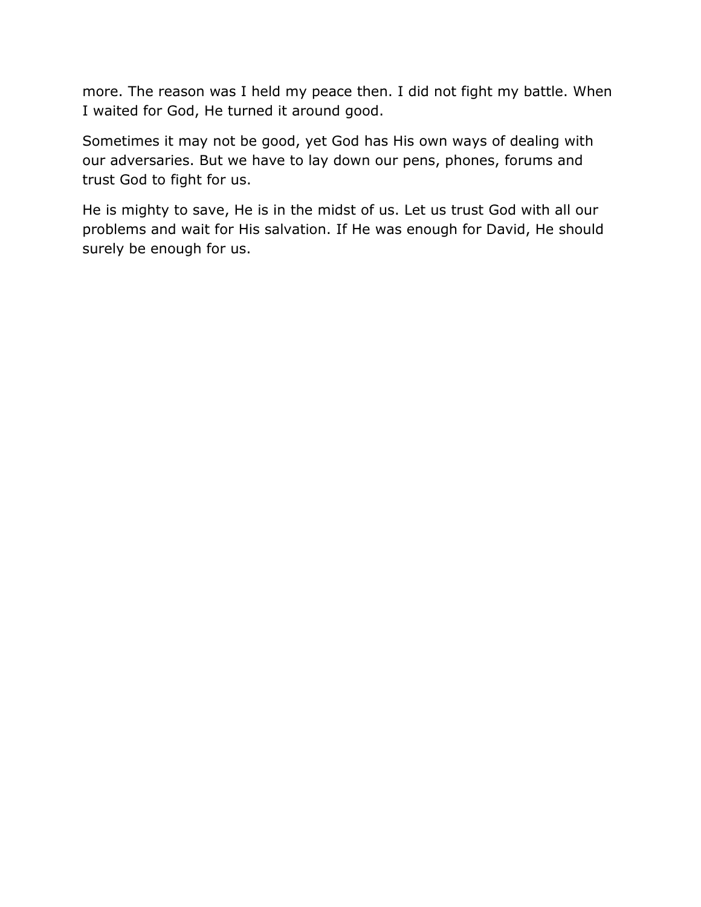more. The reason was I held my peace then. I did not fight my battle. When I waited for God, He turned it around good.

Sometimes it may not be good, yet God has His own ways of dealing with our adversaries. But we have to lay down our pens, phones, forums and trust God to fight for us.

He is mighty to save, He is in the midst of us. Let us trust God with all our problems and wait for His salvation. If He was enough for David, He should surely be enough for us.